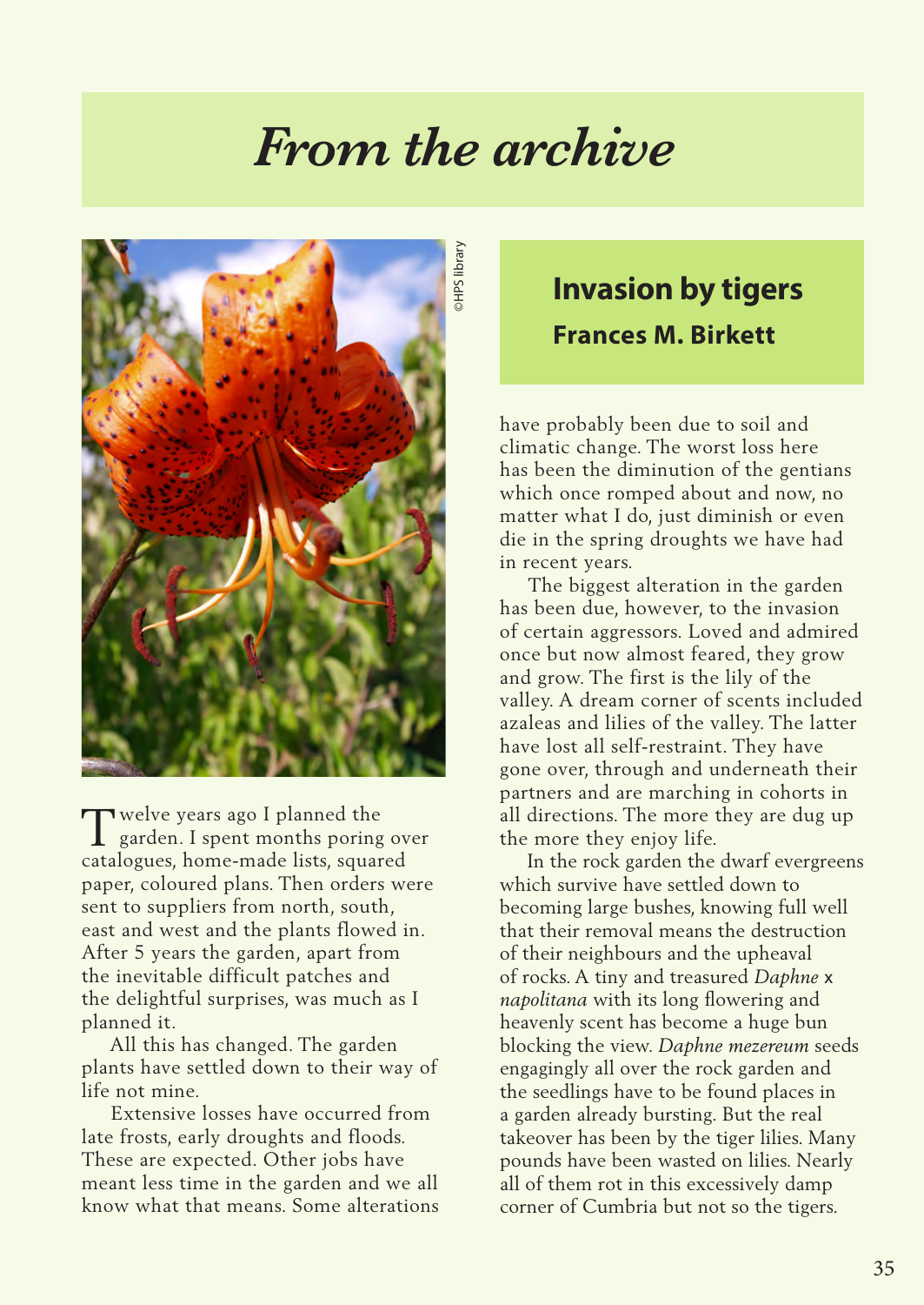# *From the archive*

## Invasion by tigers

### Frances M. Birkett

Twelve years ago I planned the garden. I spent months poring over catalogues, home-made lists, squared paper, coloured plans. Then orders were sent to suppliers from north, south, east and west and the plants flowed in. After 5 years the garden, apart from the inevitable difficult patches and the delightful surprises, was much as I planned it.

All this has changed. The garden plants have settled down to their way of life not mine.

Extensive losses have occurred from late frosts, early droughts and floods. These are expected. Other jobs have meant less time in the garden and we all know what that means. Some alterations have probably been due to soil and climatic change. The worst loss here has been the diminution of the gentians which once romped about and now, no matter what I do, just diminish or even die in the spring droughts we have had in recent years.

The biggest alteration in the garden has been due, however, to the invasion of certain aggressors. Loved and admired once but now almost feared, they grow and grow. The first is the lily of the valley. A dream corner of scents included azaleas and lilies of the valley. The latter have lost all self-restraint. They have gone over, through and underneath their partners and are marching in cohorts in all directions. The more they are dug up the more they enjoy life.

In the rock garden the dwarf evergreens which survive have settled down to becoming large bushes, knowing full well that their removal means the destruction of their neighbours and the upheaval of rocks. A tiny and treasured *Daphne* x *napolitana* with its long flowering and heavenly scent has become a huge bun blocking the view. *Daphne mezereum* seeds engagingly all over the rock garden and the seedlings have to be found places in a garden already bursting. But the real takeover has been by the tiger lilies. Many pounds have been wasted on lilies. Nearly all of them rot in this excessively damp corner of Cumbria but not so the tigers.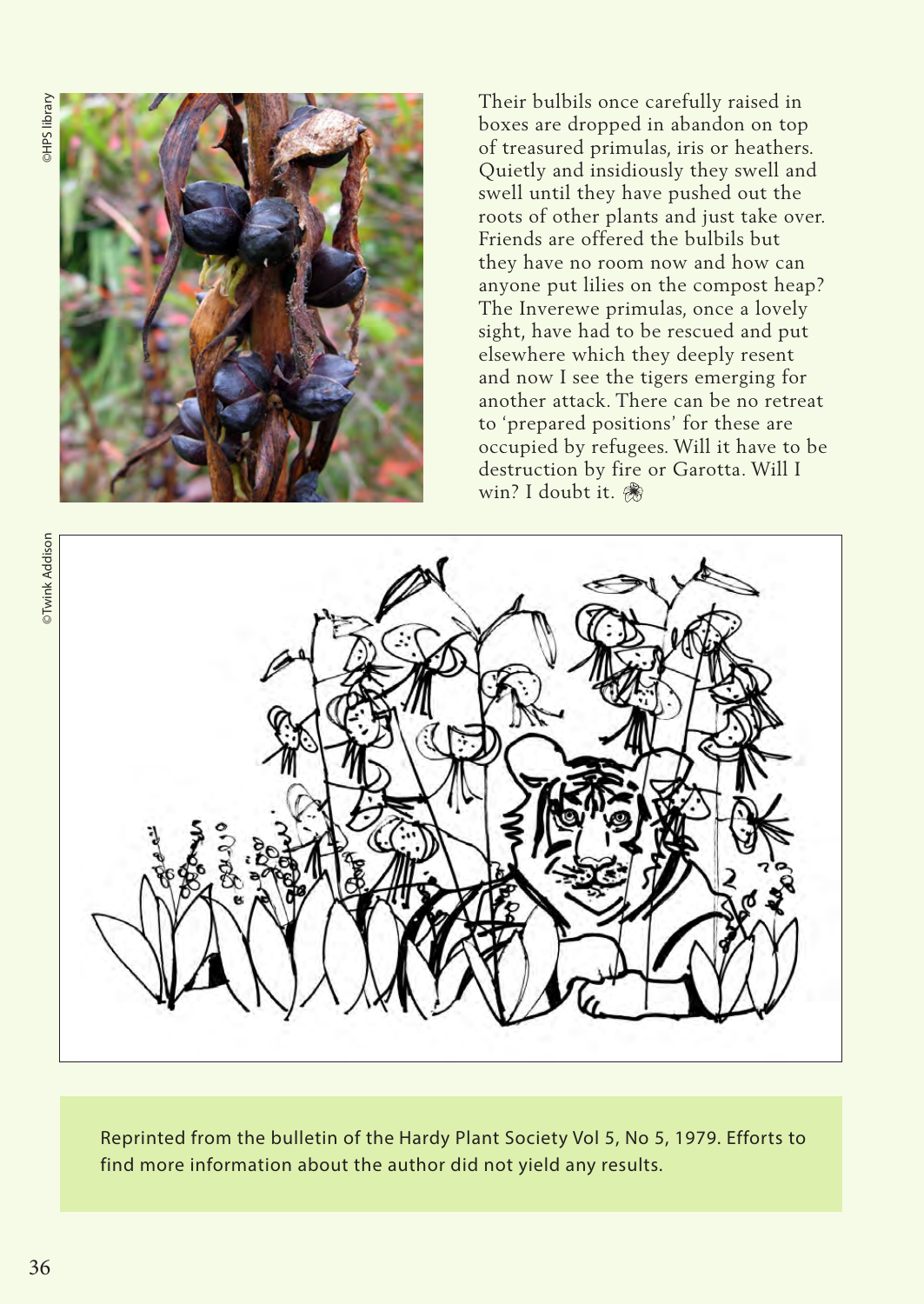Their bulbils once carefully raised in boxes are dropped in abandon on top of treasured primulas, iris or heathers. Quietly and insidiously they swell and swell until they have pushed out the roots of other plants and just take over. Friends are offered the bulbils but they have no room now and how can anyone put lilies on the compost heap? The Inverewe primulas, once a lovely sight, have had to be rescued and put elsewhere which they deeply resent and now I see the tigers emerging for another attack. There can be no retreat to 'prepared positions' for these are occupied by refugees. Will it have to be destruction by fire or Garotta. Will I win? I doubt it.

Reprinted from the bulletin of the Hardy Plant Society Vol 5, No 5, 1979. Efforts to find more information about the author did not yield any results.